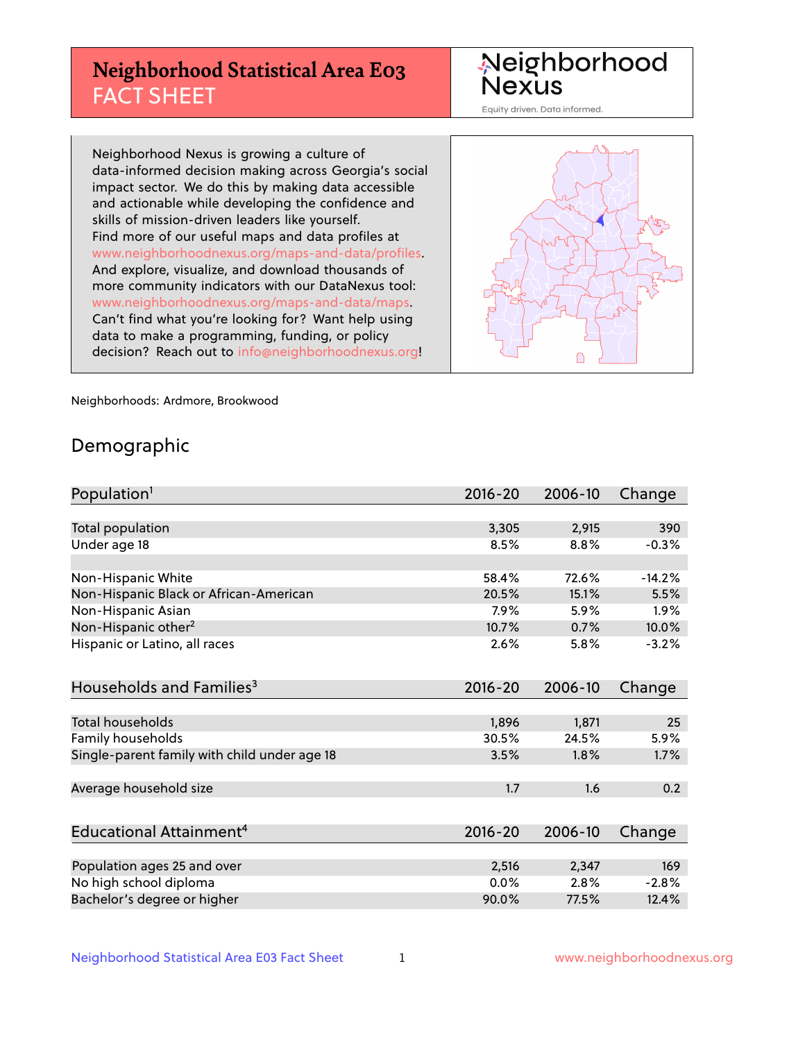# Neighborhood Statistical Area E03 FACT SHEET

Neighborhood Nexus

Equity driven. Data informed.

Neighborhood Nexus is growing a culture of data-informed decision making across Georgia's social impact sector. We do this by making data accessible and actionable while developing the confidence and skills of mission-driven leaders like yourself. Find more of our useful maps and data profiles at www.neighborhoodnexus.org/maps-and-data/profiles. And explore, visualize, and download thousands of more community indicators with our DataNexus tool: www.neighborhoodnexus.org/maps-and-data/maps. Can't find what you're looking for? Want help using data to make a programming, funding, or policy decision? Reach out to info@neighborhoodnexus.org!

Neighborhoods: Ardmore, Brookwood

## Demographic

| Population[1] | 2016-20 | 2006-10 | Change |
|---|---|---|---|
| Total population | 3,305 | 2,915 | 390 |
| Under age 18 | 8.5% | 8.8% | -0.3% |
| | | | |
| Non-Hispanic White | 58.4% | 72.6% | -14.2% |
| Non-Hispanic Black or African-American | 20.5% | 15.1% | 5.5% |
| Non-Hispanic Asian | 7.9% | 5.9% | 1.9% |
| Non-Hispanic other[2] | 10.7% | 0.7% | 10.0% |
| Hispanic or Latino, all races | 2.6% | 5.8% | -3.2% |

| Households and Families[3] | 2016-20 | 2006-10 | Change |
|---|---|---|---|
| Total households | 1,896 | 1,871 | 25 |
| Family households | 30.5% | 24.5% | 5.9% |
| Single-parent family with child under age 18 | 3.5% | 1.8% | 1.7% |
| | | | |
| Average household size | 1.7 | 1.6 | 0.2 |

| Educational Attainment[4] | 2016-20 | 2006-10 | Change |
|---|---|---|---|
| Population ages 25 and over | 2,516 | 2,347 | 169 |
| No high school diploma | 0.0% | 2.8% | -2.8% |
| Bachelor's degree or higher | 90.0% | 77.5% | 12.4% |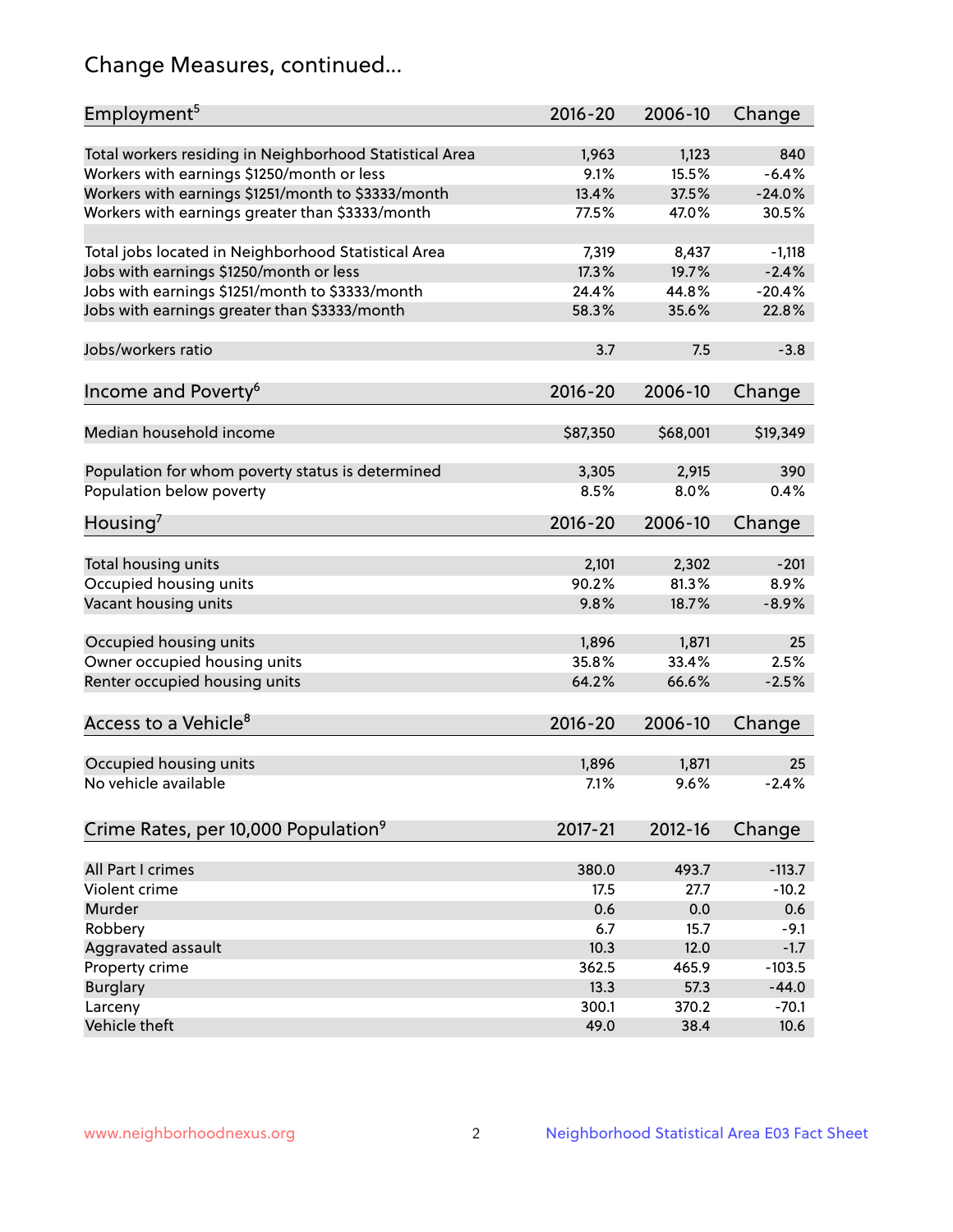## Change Measures, continued...

| Employment[5] | 2016-20 | 2006-10 | Change |
|---|---|---|---|
| Total workers residing in Neighborhood Statistical Area | 1,963 | 1,123 | 840 |
| Workers with earnings $1250/month or less | 9.1% | 15.5% | -6.4% |
| Workers with earnings $1251/month to $3333/month | 13.4% | 37.5% | -24.0% |
| Workers with earnings greater than $3333/month | 77.5% | 47.0% | 30.5% |
| | | | |
| Total jobs located in Neighborhood Statistical Area | 7,319 | 8,437 | -1,118 |
| Jobs with earnings $1250/month or less | 17.3% | 19.7% | -2.4% |
| Jobs with earnings $1251/month to $3333/month | 24.4% | 44.8% | -20.4% |
| Jobs with earnings greater than $3333/month | 58.3% | 35.6% | 22.8% |
| | | | |
| Jobs/workers ratio | 3.7 | 7.5 | -3.8 |

| Income and Poverty[6] | 2016-20 | 2006-10 | Change |
|---|---|---|---|
| Median household income | $87,350 | $68,001 | $19,349 |
| | | | |
| Population for whom poverty status is determined | 3,305 | 2,915 | 390 |
| Population below poverty | 8.5% | 8.0% | 0.4% |

| Housing[7] | 2016-20 | 2006-10 | Change |
|---|---|---|---|
| Total housing units | 2,101 | 2,302 | -201 |
| Occupied housing units | 90.2% | 81.3% | 8.9% |
| Vacant housing units | 9.8% | 18.7% | -8.9% |
| | | | |
| Occupied housing units | 1,896 | 1,871 | 25 |
| Owner occupied housing units | 35.8% | 33.4% | 2.5% |
| Renter occupied housing units | 64.2% | 66.6% | -2.5% |

| Access to a Vehicle[8] | 2016-20 | 2006-10 | Change |
|---|---|---|---|
| Occupied housing units | 1,896 | 1,871 | 25 |
| No vehicle available | 7.1% | 9.6% | -2.4% |

| Crime Rates, per 10,000 Population[9] | 2017-21 | 2012-16 | Change |
|---|---|---|---|
| All Part I crimes | 380.0 | 493.7 | -113.7 |
| Violent crime | 17.5 | 27.7 | -10.2 |
| Murder | 0.6 | 0.0 | 0.6 |
| Robbery | 6.7 | 15.7 | -9.1 |
| Aggravated assault | 10.3 | 12.0 | -1.7 |
| Property crime | 362.5 | 465.9 | -103.5 |
| Burglary | 13.3 | 57.3 | -44.0 |
| Larceny | 300.1 | 370.2 | -70.1 |
| Vehicle theft | 49.0 | 38.4 | 10.6 |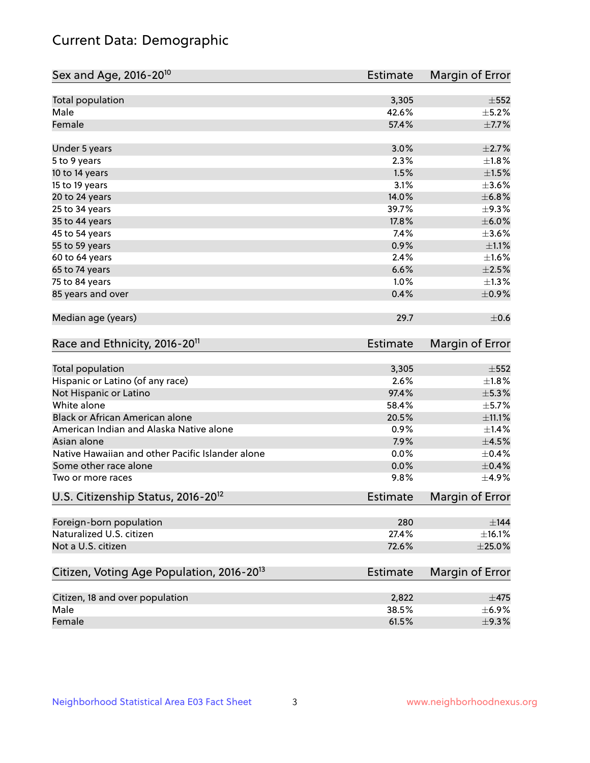# Current Data: Demographic

| Sex and Age, 2016-20[10] | Estimate | Margin of Error |
|---|---|---|
| Total population | 3,305 | ±552 |
| Male | 42.6% | ±5.2% |
| Female | 57.4% | ±7.7% |
| Under 5 years | 3.0% | ±2.7% |
| 5 to 9 years | 2.3% | ±1.8% |
| 10 to 14 years | 1.5% | ±1.5% |
| 15 to 19 years | 3.1% | ±3.6% |
| 20 to 24 years | 14.0% | ±6.8% |
| 25 to 34 years | 39.7% | ±9.3% |
| 35 to 44 years | 17.8% | ±6.0% |
| 45 to 54 years | 7.4% | ±3.6% |
| 55 to 59 years | 0.9% | ±1.1% |
| 60 to 64 years | 2.4% | ±1.6% |
| 65 to 74 years | 6.6% | ±2.5% |
| 75 to 84 years | 1.0% | ±1.3% |
| 85 years and over | 0.4% | ±0.9% |
| Median age (years) | 29.7 | ±0.6 |

| Race and Ethnicity, 2016-20[11] | Estimate | Margin of Error |
|---|---|---|
| Total population | 3,305 | ±552 |
| Hispanic or Latino (of any race) | 2.6% | ±1.8% |
| Not Hispanic or Latino | 97.4% | ±5.3% |
| White alone | 58.4% | ±5.7% |
| Black or African American alone | 20.5% | ±11.1% |
| American Indian and Alaska Native alone | 0.9% | ±1.4% |
| Asian alone | 7.9% | ±4.5% |
| Native Hawaiian and other Pacific Islander alone | 0.0% | ±0.4% |
| Some other race alone | 0.0% | ±0.4% |
| Two or more races | 9.8% | ±4.9% |

| U.S. Citizenship Status, 2016-20[12] | Estimate | Margin of Error |
|---|---|---|
| Foreign-born population | 280 | ±144 |
| Naturalized U.S. citizen | 27.4% | ±16.1% |
| Not a U.S. citizen | 72.6% | ±25.0% |

| Citizen, Voting Age Population, 2016-20[13] | Estimate | Margin of Error |
|---|---|---|
| Citizen, 18 and over population | 2,822 | ±475 |
| Male | 38.5% | ±6.9% |
| Female | 61.5% | ±9.3% |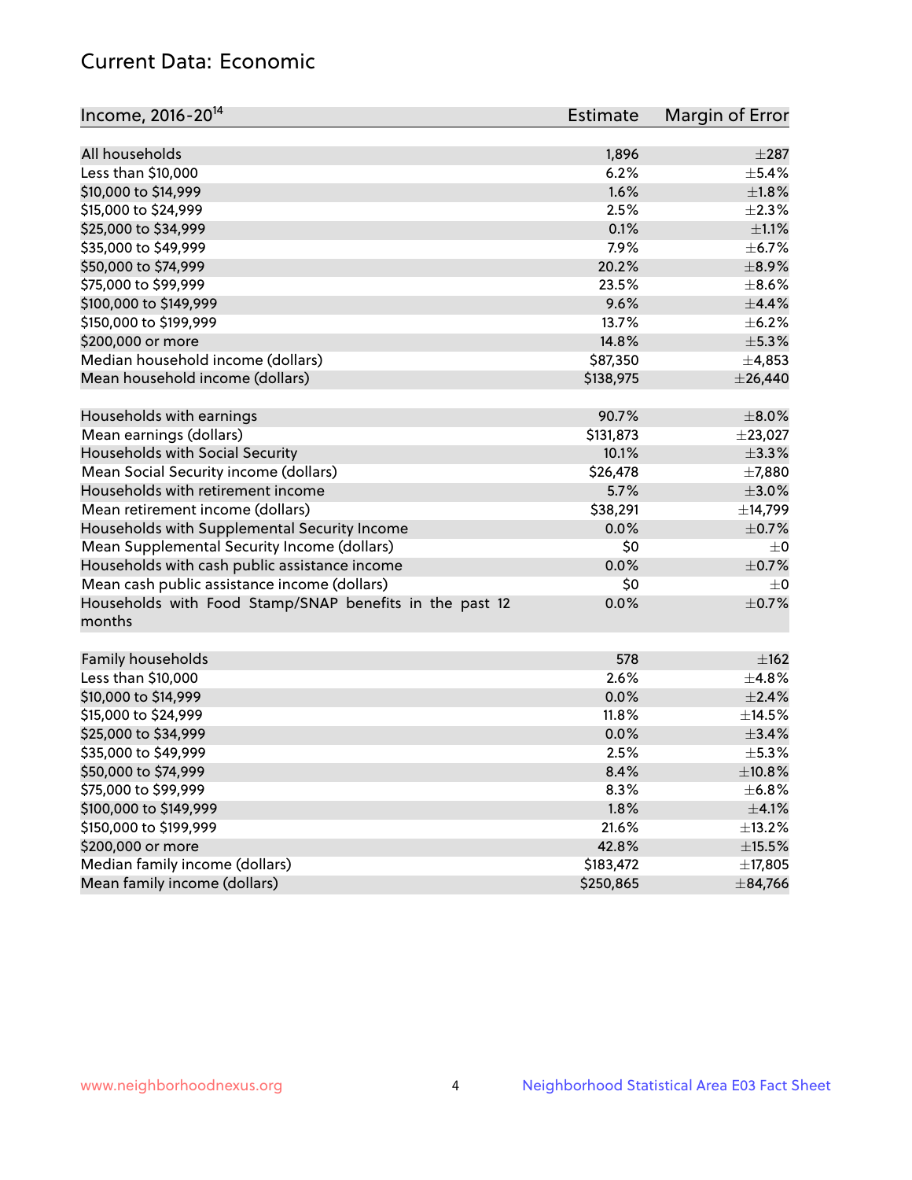## Current Data: Economic

| Income, 2016-20[14] | Estimate | Margin of Error |
|---|---|---|
| All households | 1,896 | ±287 |
| Less than $10,000 | 6.2% | ±5.4% |
| $10,000 to $14,999 | 1.6% | ±1.8% |
| $15,000 to $24,999 | 2.5% | ±2.3% |
| $25,000 to $34,999 | 0.1% | ±1.1% |
| $35,000 to $49,999 | 7.9% | ±6.7% |
| $50,000 to $74,999 | 20.2% | ±8.9% |
| $75,000 to $99,999 | 23.5% | ±8.6% |
| $100,000 to $149,999 | 9.6% | ±4.4% |
| $150,000 to $199,999 | 13.7% | ±6.2% |
| $200,000 or more | 14.8% | ±5.3% |
| Median household income (dollars) | $87,350 | ±4,853 |
| Mean household income (dollars) | $138,975 | ±26,440 |
| | | |
| Households with earnings | 90.7% | ±8.0% |
| Mean earnings (dollars) | $131,873 | ±23,027 |
| Households with Social Security | 10.1% | ±3.3% |
| Mean Social Security income (dollars) | $26,478 | ±7,880 |
| Households with retirement income | 5.7% | ±3.0% |
| Mean retirement income (dollars) | $38,291 | ±14,799 |
| Households with Supplemental Security Income | 0.0% | ±0.7% |
| Mean Supplemental Security Income (dollars) | $0 | ±0 |
| Households with cash public assistance income | 0.0% | ±0.7% |
| Mean cash public assistance income (dollars) | $0 | ±0 |
| Households with Food Stamp/SNAP benefits in the past 12 months | 0.0% | ±0.7% |
| | | |
| Family households | 578 | ±162 |
| Less than $10,000 | 2.6% | ±4.8% |
| $10,000 to $14,999 | 0.0% | ±2.4% |
| $15,000 to $24,999 | 11.8% | ±14.5% |
| $25,000 to $34,999 | 0.0% | ±3.4% |
| $35,000 to $49,999 | 2.5% | ±5.3% |
| $50,000 to $74,999 | 8.4% | ±10.8% |
| $75,000 to $99,999 | 8.3% | ±6.8% |
| $100,000 to $149,999 | 1.8% | ±4.1% |
| $150,000 to $199,999 | 21.6% | ±13.2% |
| $200,000 or more | 42.8% | ±15.5% |
| Median family income (dollars) | $183,472 | ±17,805 |
| Mean family income (dollars) | $250,865 | ±84,766 |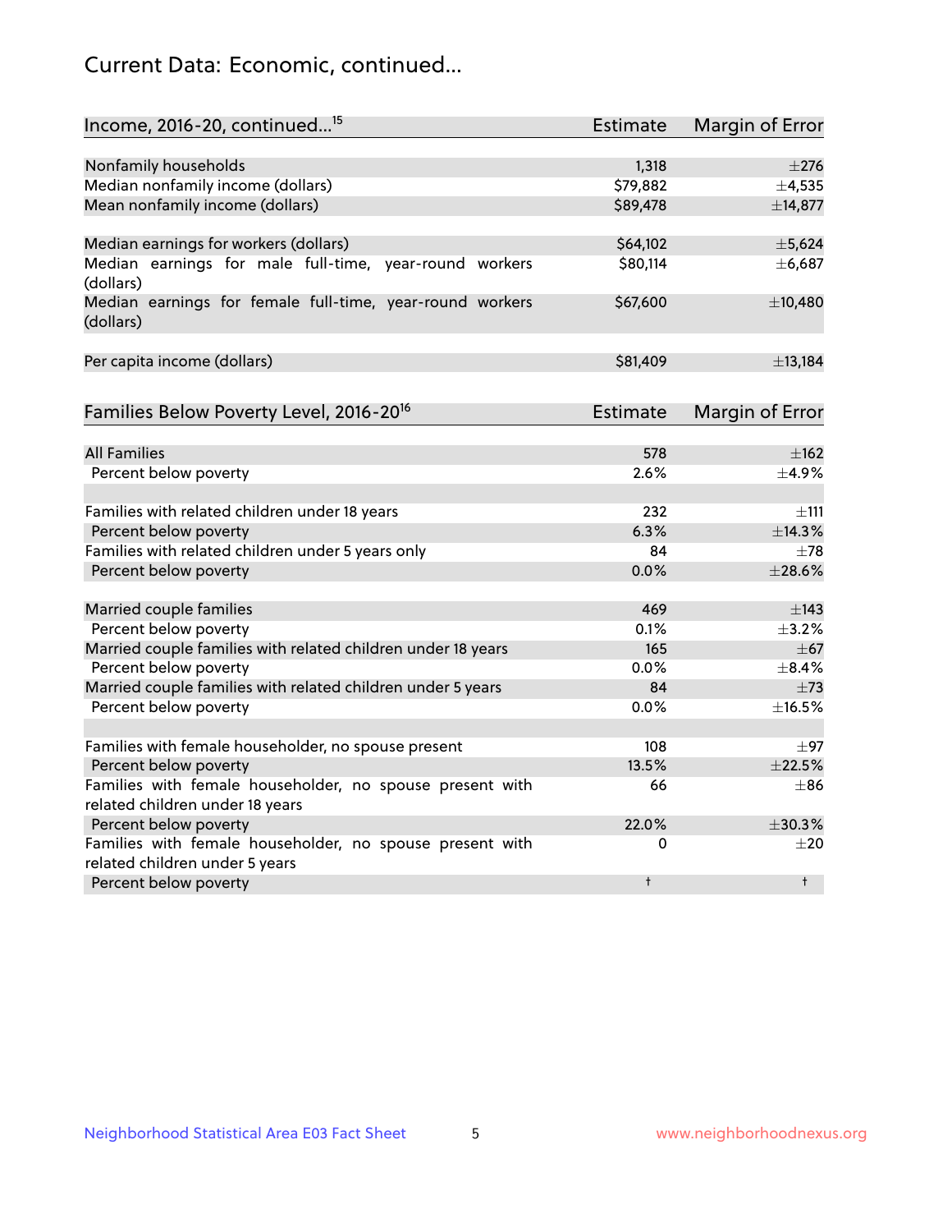## Current Data: Economic, continued...

| Income, 2016-20, continued...[15] | Estimate | Margin of Error |
|---|---|---|
| Nonfamily households | 1,318 | ±276 |
| Median nonfamily income (dollars) | $79,882 | ±4,535 |
| Mean nonfamily income (dollars) | $89,478 | ±14,877 |
| | | |
| Median earnings for workers (dollars) | $64,102 | ±5,624 |
| Median earnings for male full-time, year-round workers (dollars) | $80,114 | ±6,687 |
| Median earnings for female full-time, year-round workers (dollars) | $67,600 | ±10,480 |
| | | |
| Per capita income (dollars) | $81,409 | ±13,184 |

| Families Below Poverty Level, 2016-20[16] | Estimate | Margin of Error |
|---|---|---|
| All Families | 578 | ±162 |
| Percent below poverty | 2.6% | ±4.9% |
| | | |
| Families with related children under 18 years | 232 | ±111 |
| Percent below poverty | 6.3% | ±14.3% |
| Families with related children under 5 years only | 84 | ±78 |
| Percent below poverty | 0.0% | ±28.6% |
| | | |
| Married couple families | 469 | ±143 |
| Percent below poverty | 0.1% | ±3.2% |
| Married couple families with related children under 18 years | 165 | ±67 |
| Percent below poverty | 0.0% | ±8.4% |
| Married couple families with related children under 5 years | 84 | ±73 |
| Percent below poverty | 0.0% | ±16.5% |
| | | |
| Families with female householder, no spouse present | 108 | ±97 |
| Percent below poverty | 13.5% | ±22.5% |
| Families with female householder, no spouse present with related children under 18 years | 66 | ±86 |
| Percent below poverty | 22.0% | ±30.3% |
| Families with female householder, no spouse present with related children under 5 years | 0 | ±20 |
| Percent below poverty | † | † |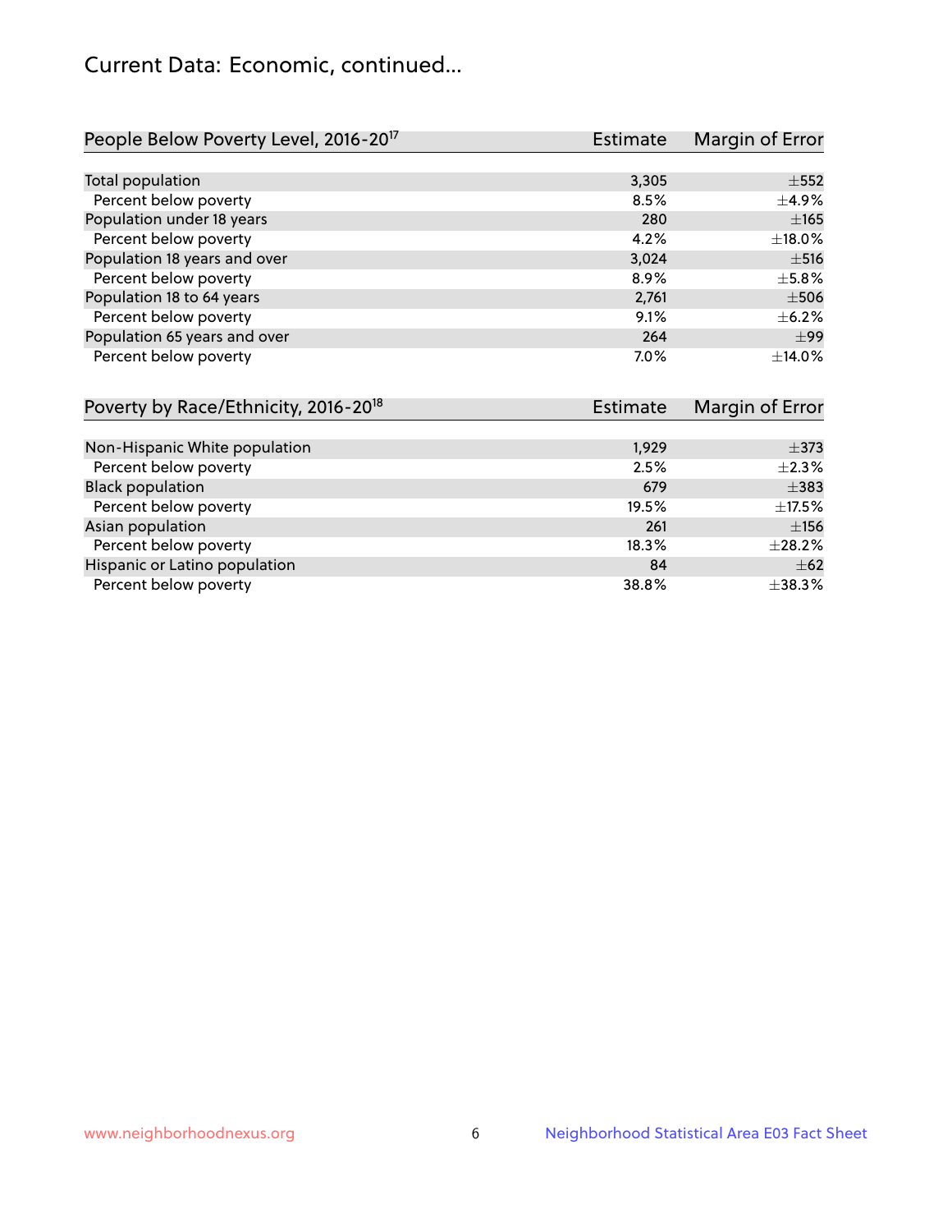# Current Data: Economic, continued...

| People Below Poverty Level, 2016-20[17] | Estimate | Margin of Error |
|---|---|---|
| Total population | 3,305 | ±552 |
| Percent below poverty | 8.5% | ±4.9% |
| Population under 18 years | 280 | ±165 |
| Percent below poverty | 4.2% | ±18.0% |
| Population 18 years and over | 3,024 | ±516 |
| Percent below poverty | 8.9% | ±5.8% |
| Population 18 to 64 years | 2,761 | ±506 |
| Percent below poverty | 9.1% | ±6.2% |
| Population 65 years and over | 264 | ±99 |
| Percent below poverty | 7.0% | ±14.0% |

| Poverty by Race/Ethnicity, 2016-20[18] | Estimate | Margin of Error |
|---|---|---|
| Non-Hispanic White population | 1,929 | ±373 |
| Percent below poverty | 2.5% | ±2.3% |
| Black population | 679 | ±383 |
| Percent below poverty | 19.5% | ±17.5% |
| Asian population | 261 | ±156 |
| Percent below poverty | 18.3% | ±28.2% |
| Hispanic or Latino population | 84 | ±62 |
| Percent below poverty | 38.8% | ±38.3% |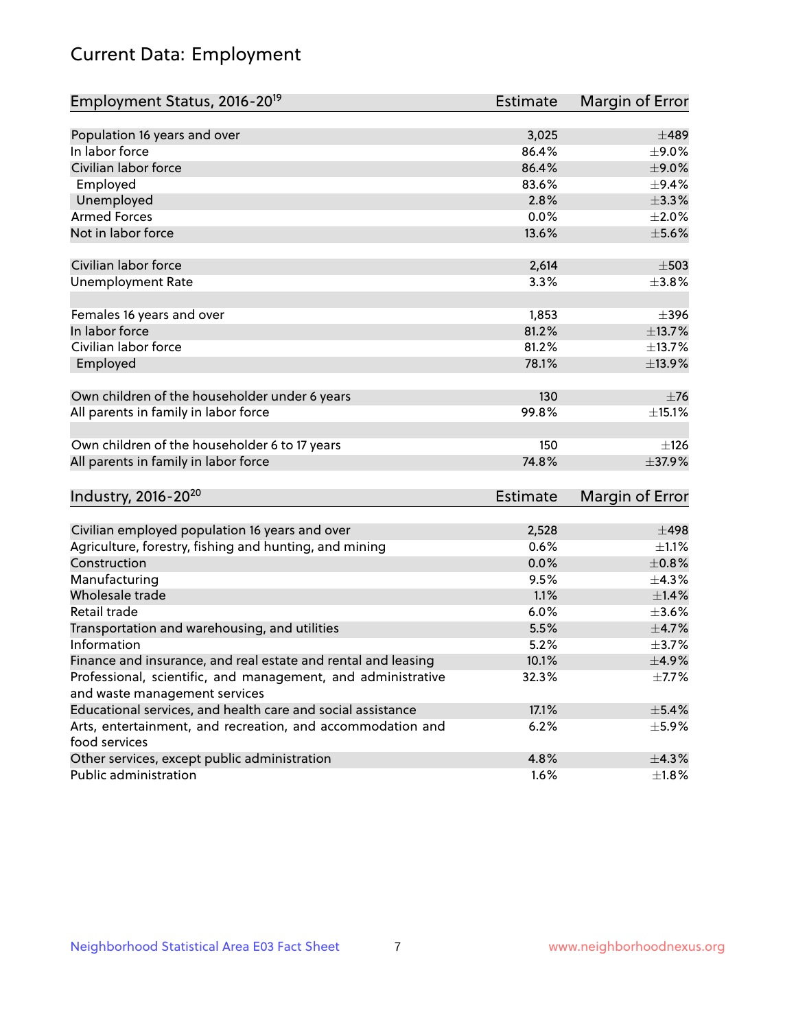# Current Data: Employment

| Employment Status, 2016-20[19] | Estimate | Margin of Error |
|---|---|---|
| Population 16 years and over | 3,025 | ±489 |
| In labor force | 86.4% | ±9.0% |
| Civilian labor force | 86.4% | ±9.0% |
| Employed | 83.6% | ±9.4% |
| Unemployed | 2.8% | ±3.3% |
| Armed Forces | 0.0% | ±2.0% |
| Not in labor force | 13.6% | ±5.6% |
| | | |
| Civilian labor force | 2,614 | ±503 |
| Unemployment Rate | 3.3% | ±3.8% |
| | | |
| Females 16 years and over | 1,853 | ±396 |
| In labor force | 81.2% | ±13.7% |
| Civilian labor force | 81.2% | ±13.7% |
| Employed | 78.1% | ±13.9% |
| | | |
| Own children of the householder under 6 years | 130 | ±76 |
| All parents in family in labor force | 99.8% | ±15.1% |
| | | |
| Own children of the householder 6 to 17 years | 150 | ±126 |
| All parents in family in labor force | 74.8% | ±37.9% |

| Industry, 2016-20[20] | Estimate | Margin of Error |
|---|---|---|
| Civilian employed population 16 years and over | 2,528 | ±498 |
| Agriculture, forestry, fishing and hunting, and mining | 0.6% | ±1.1% |
| Construction | 0.0% | ±0.8% |
| Manufacturing | 9.5% | ±4.3% |
| Wholesale trade | 1.1% | ±1.4% |
| Retail trade | 6.0% | ±3.6% |
| Transportation and warehousing, and utilities | 5.5% | ±4.7% |
| Information | 5.2% | ±3.7% |
| Finance and insurance, and real estate and rental and leasing | 10.1% | ±4.9% |
| Professional, scientific, and management, and administrative and waste management services | 32.3% | ±7.7% |
| Educational services, and health care and social assistance | 17.1% | ±5.4% |
| Arts, entertainment, and recreation, and accommodation and food services | 6.2% | ±5.9% |
| Other services, except public administration | 4.8% | ±4.3% |
| Public administration | 1.6% | ±1.8% |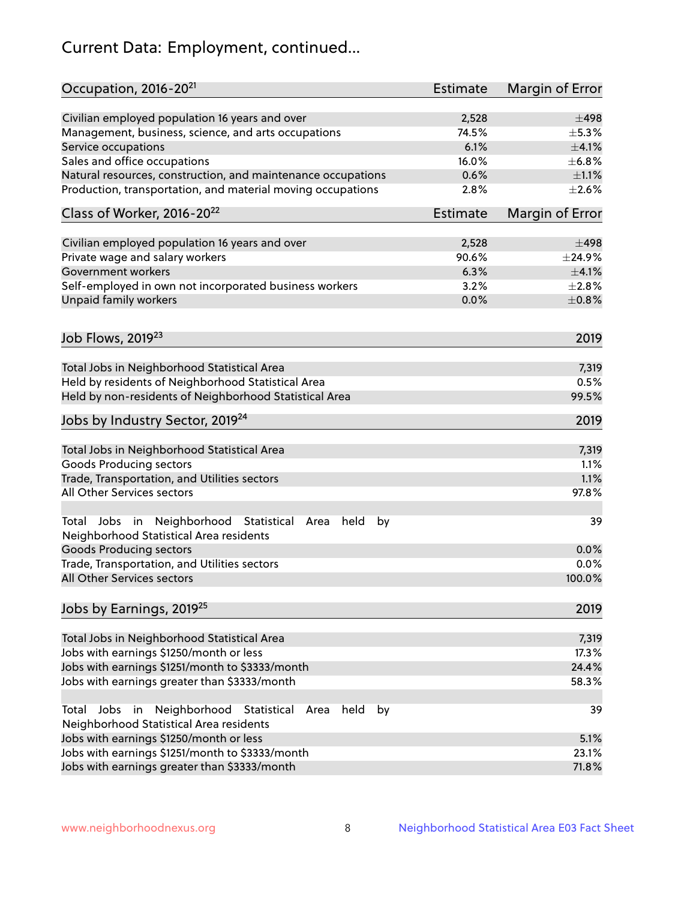## Current Data: Employment, continued...

| Occupation, 2016-20[21] | Estimate | Margin of Error |
|---|---|---|
| Civilian employed population 16 years and over | 2,528 | ±498 |
| Management, business, science, and arts occupations | 74.5% | ±5.3% |
| Service occupations | 6.1% | ±4.1% |
| Sales and office occupations | 16.0% | ±6.8% |
| Natural resources, construction, and maintenance occupations | 0.6% | ±1.1% |
| Production, transportation, and material moving occupations | 2.8% | ±2.6% |

| Class of Worker, 2016-20[22] | Estimate | Margin of Error |
|---|---|---|
| Civilian employed population 16 years and over | 2,528 | ±498 |
| Private wage and salary workers | 90.6% | ±24.9% |
| Government workers | 6.3% | ±4.1% |
| Self-employed in own not incorporated business workers | 3.2% | ±2.8% |
| Unpaid family workers | 0.0% | ±0.8% |

| Job Flows, 2019[23] | 2019 |
|---|---|
| Total Jobs in Neighborhood Statistical Area | 7,319 |
| Held by residents of Neighborhood Statistical Area | 0.5% |
| Held by non-residents of Neighborhood Statistical Area | 99.5% |

| Jobs by Industry Sector, 2019[24] | 2019 |
|---|---|
| Total Jobs in Neighborhood Statistical Area | 7,319 |
| Goods Producing sectors | 1.1% |
| Trade, Transportation, and Utilities sectors | 1.1% |
| All Other Services sectors | 97.8% |
| | |
| Total Jobs in Neighborhood Statistical Area held by Neighborhood Statistical Area residents | 39 |
| Goods Producing sectors | 0.0% |
| Trade, Transportation, and Utilities sectors | 0.0% |
| All Other Services sectors | 100.0% |

| Jobs by Earnings, 2019[25] | 2019 |
|---|---|
| Total Jobs in Neighborhood Statistical Area | 7,319 |
| Jobs with earnings $1250/month or less | 17.3% |
| Jobs with earnings $1251/month to $3333/month | 24.4% |
| Jobs with earnings greater than $3333/month | 58.3% |
| | |
| Total Jobs in Neighborhood Statistical Area held by Neighborhood Statistical Area residents | 39 |
| Jobs with earnings $1250/month or less | 5.1% |
| Jobs with earnings $1251/month to $3333/month | 23.1% |
| Jobs with earnings greater than $3333/month | 71.8% |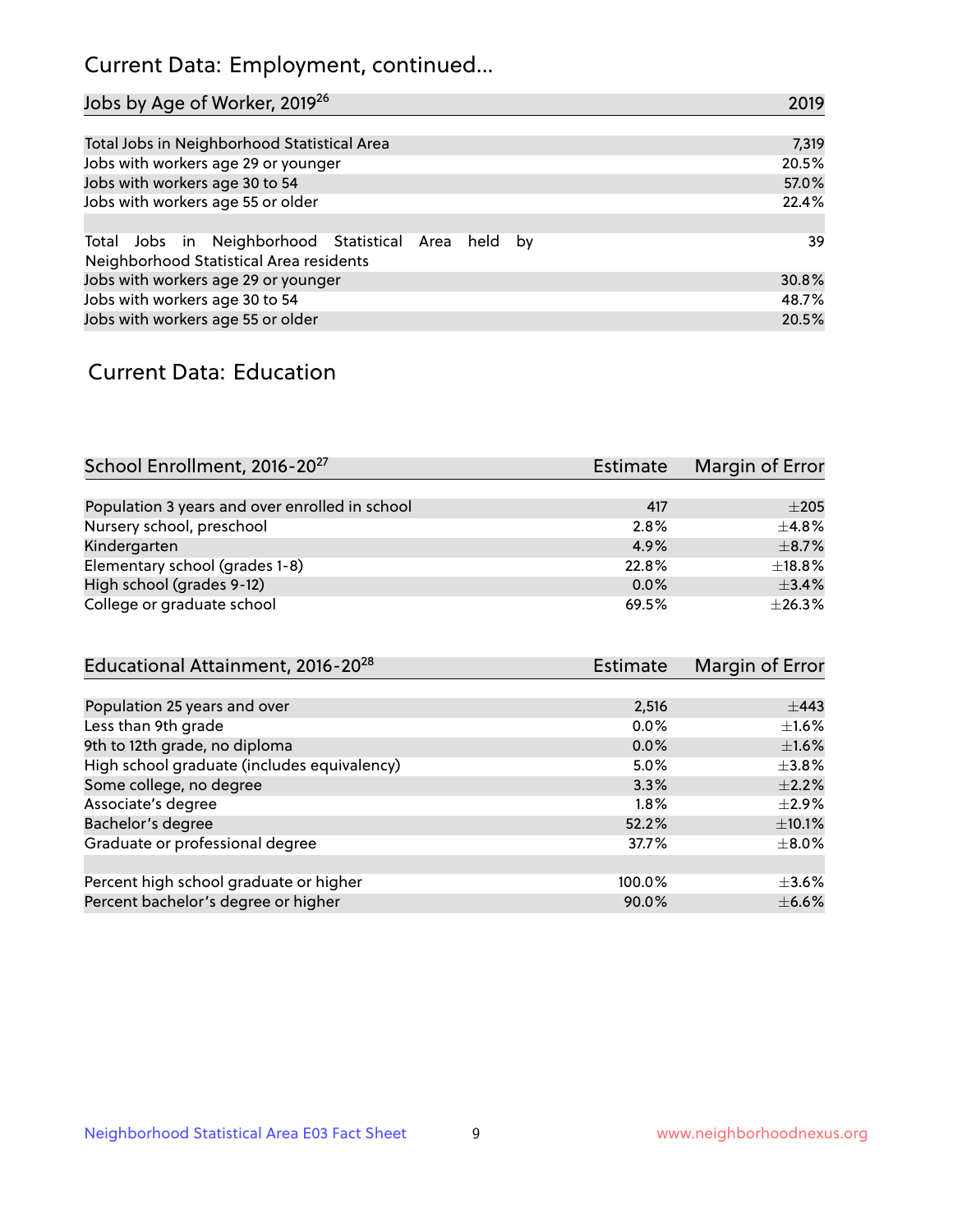## Current Data: Employment, continued...

| Jobs by Age of Worker, 2019[26] | 2019 |
|---|---|
| Total Jobs in Neighborhood Statistical Area | 7,319 |
| Jobs with workers age 29 or younger | 20.5% |
| Jobs with workers age 30 to 54 | 57.0% |
| Jobs with workers age 55 or older | 22.4% |
| | |
| Total Jobs in Neighborhood Statistical Area held by Neighborhood Statistical Area residents | 39 |
| Jobs with workers age 29 or younger | 30.8% |
| Jobs with workers age 30 to 54 | 48.7% |
| Jobs with workers age 55 or older | 20.5% |

## Current Data: Education

| School Enrollment, 2016-20[27] | Estimate | Margin of Error |
|---|---|---|
| Population 3 years and over enrolled in school | 417 | ±205 |
| Nursery school, preschool | 2.8% | ±4.8% |
| Kindergarten | 4.9% | ±8.7% |
| Elementary school (grades 1-8) | 22.8% | ±18.8% |
| High school (grades 9-12) | 0.0% | ±3.4% |
| College or graduate school | 69.5% | ±26.3% |

| Educational Attainment, 2016-20[28] | Estimate | Margin of Error |
|---|---|---|
| Population 25 years and over | 2,516 | ±443 |
| Less than 9th grade | 0.0% | ±1.6% |
| 9th to 12th grade, no diploma | 0.0% | ±1.6% |
| High school graduate (includes equivalency) | 5.0% | ±3.8% |
| Some college, no degree | 3.3% | ±2.2% |
| Associate's degree | 1.8% | ±2.9% |
| Bachelor's degree | 52.2% | ±10.1% |
| Graduate or professional degree | 37.7% | ±8.0% |
| | | |
| Percent high school graduate or higher | 100.0% | ±3.6% |
| Percent bachelor's degree or higher | 90.0% | ±6.6% |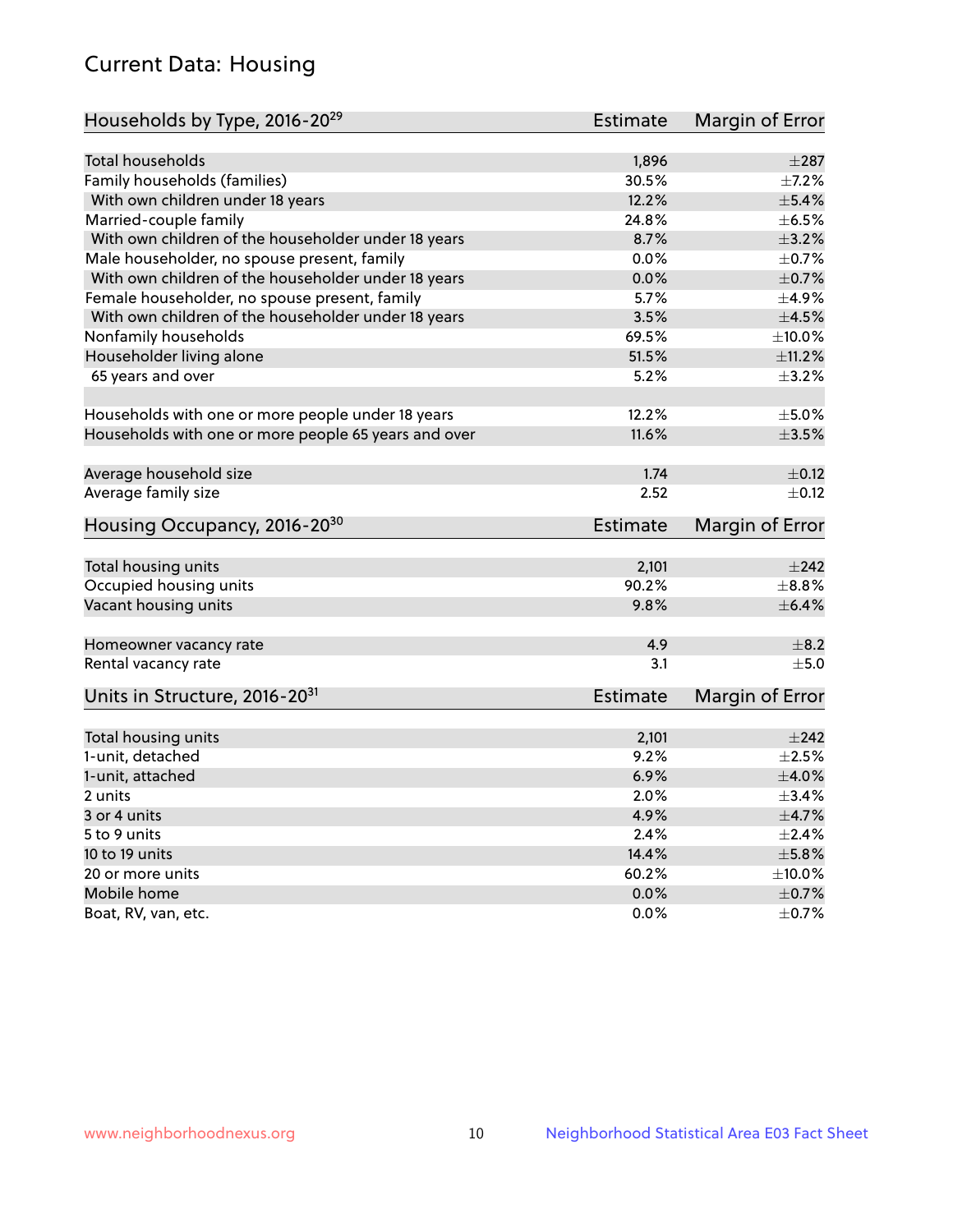# Current Data: Housing

| Households by Type, 2016-20[29] | Estimate | Margin of Error |
|---|---|---|
| Total households | 1,896 | ±287 |
| Family households (families) | 30.5% | ±7.2% |
| With own children under 18 years | 12.2% | ±5.4% |
| Married-couple family | 24.8% | ±6.5% |
| With own children of the householder under 18 years | 8.7% | ±3.2% |
| Male householder, no spouse present, family | 0.0% | ±0.7% |
| With own children of the householder under 18 years | 0.0% | ±0.7% |
| Female householder, no spouse present, family | 5.7% | ±4.9% |
| With own children of the householder under 18 years | 3.5% | ±4.5% |
| Nonfamily households | 69.5% | ±10.0% |
| Householder living alone | 51.5% | ±11.2% |
| 65 years and over | 5.2% | ±3.2% |
| Households with one or more people under 18 years | 12.2% | ±5.0% |
| Households with one or more people 65 years and over | 11.6% | ±3.5% |
| Average household size | 1.74 | ±0.12 |
| Average family size | 2.52 | ±0.12 |

| Housing Occupancy, 2016-20[30] | Estimate | Margin of Error |
|---|---|---|
| Total housing units | 2,101 | ±242 |
| Occupied housing units | 90.2% | ±8.8% |
| Vacant housing units | 9.8% | ±6.4% |
| Homeowner vacancy rate | 4.9 | ±8.2 |
| Rental vacancy rate | 3.1 | ±5.0 |

| Units in Structure, 2016-20[31] | Estimate | Margin of Error |
|---|---|---|
| Total housing units | 2,101 | ±242 |
| 1-unit, detached | 9.2% | ±2.5% |
| 1-unit, attached | 6.9% | ±4.0% |
| 2 units | 2.0% | ±3.4% |
| 3 or 4 units | 4.9% | ±4.7% |
| 5 to 9 units | 2.4% | ±2.4% |
| 10 to 19 units | 14.4% | ±5.8% |
| 20 or more units | 60.2% | ±10.0% |
| Mobile home | 0.0% | ±0.7% |
| Boat, RV, van, etc. | 0.0% | ±0.7% |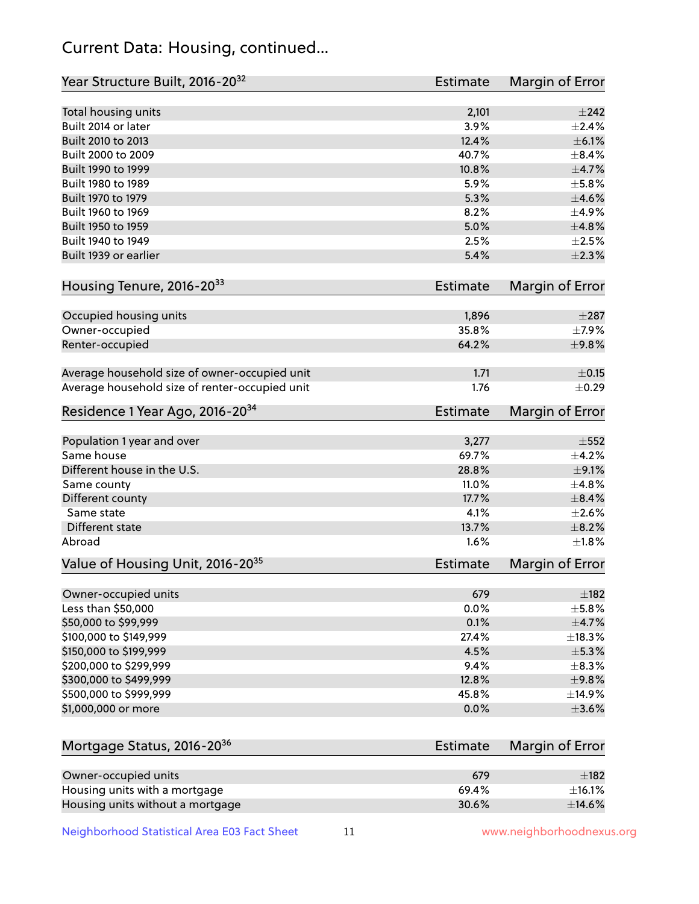## Current Data: Housing, continued...

| Year Structure Built, 2016-20[32] | Estimate | Margin of Error |
|---|---|---|
| Total housing units | 2,101 | ±242 |
| Built 2014 or later | 3.9% | ±2.4% |
| Built 2010 to 2013 | 12.4% | ±6.1% |
| Built 2000 to 2009 | 40.7% | ±8.4% |
| Built 1990 to 1999 | 10.8% | ±4.7% |
| Built 1980 to 1989 | 5.9% | ±5.8% |
| Built 1970 to 1979 | 5.3% | ±4.6% |
| Built 1960 to 1969 | 8.2% | ±4.9% |
| Built 1950 to 1959 | 5.0% | ±4.8% |
| Built 1940 to 1949 | 2.5% | ±2.5% |
| Built 1939 or earlier | 5.4% | ±2.3% |

| Housing Tenure, 2016-20[33] | Estimate | Margin of Error |
|---|---|---|
| Occupied housing units | 1,896 | ±287 |
| Owner-occupied | 35.8% | ±7.9% |
| Renter-occupied | 64.2% | ±9.8% |
| Average household size of owner-occupied unit | 1.71 | ±0.15 |
| Average household size of renter-occupied unit | 1.76 | ±0.29 |

| Residence 1 Year Ago, 2016-20[34] | Estimate | Margin of Error |
|---|---|---|
| Population 1 year and over | 3,277 | ±552 |
| Same house | 69.7% | ±4.2% |
| Different house in the U.S. | 28.8% | ±9.1% |
| Same county | 11.0% | ±4.8% |
| Different county | 17.7% | ±8.4% |
| Same state | 4.1% | ±2.6% |
| Different state | 13.7% | ±8.2% |
| Abroad | 1.6% | ±1.8% |

| Value of Housing Unit, 2016-20[35] | Estimate | Margin of Error |
|---|---|---|
| Owner-occupied units | 679 | ±182 |
| Less than $50,000 | 0.0% | ±5.8% |
| $50,000 to $99,999 | 0.1% | ±4.7% |
| $100,000 to $149,999 | 27.4% | ±18.3% |
| $150,000 to $199,999 | 4.5% | ±5.3% |
| $200,000 to $299,999 | 9.4% | ±8.3% |
| $300,000 to $499,999 | 12.8% | ±9.8% |
| $500,000 to $999,999 | 45.8% | ±14.9% |
| $1,000,000 or more | 0.0% | ±3.6% |

| Mortgage Status, 2016-20[36] | Estimate | Margin of Error |
|---|---|---|
| Owner-occupied units | 679 | ±182 |
| Housing units with a mortgage | 69.4% | ±16.1% |
| Housing units without a mortgage | 30.6% | ±14.6% |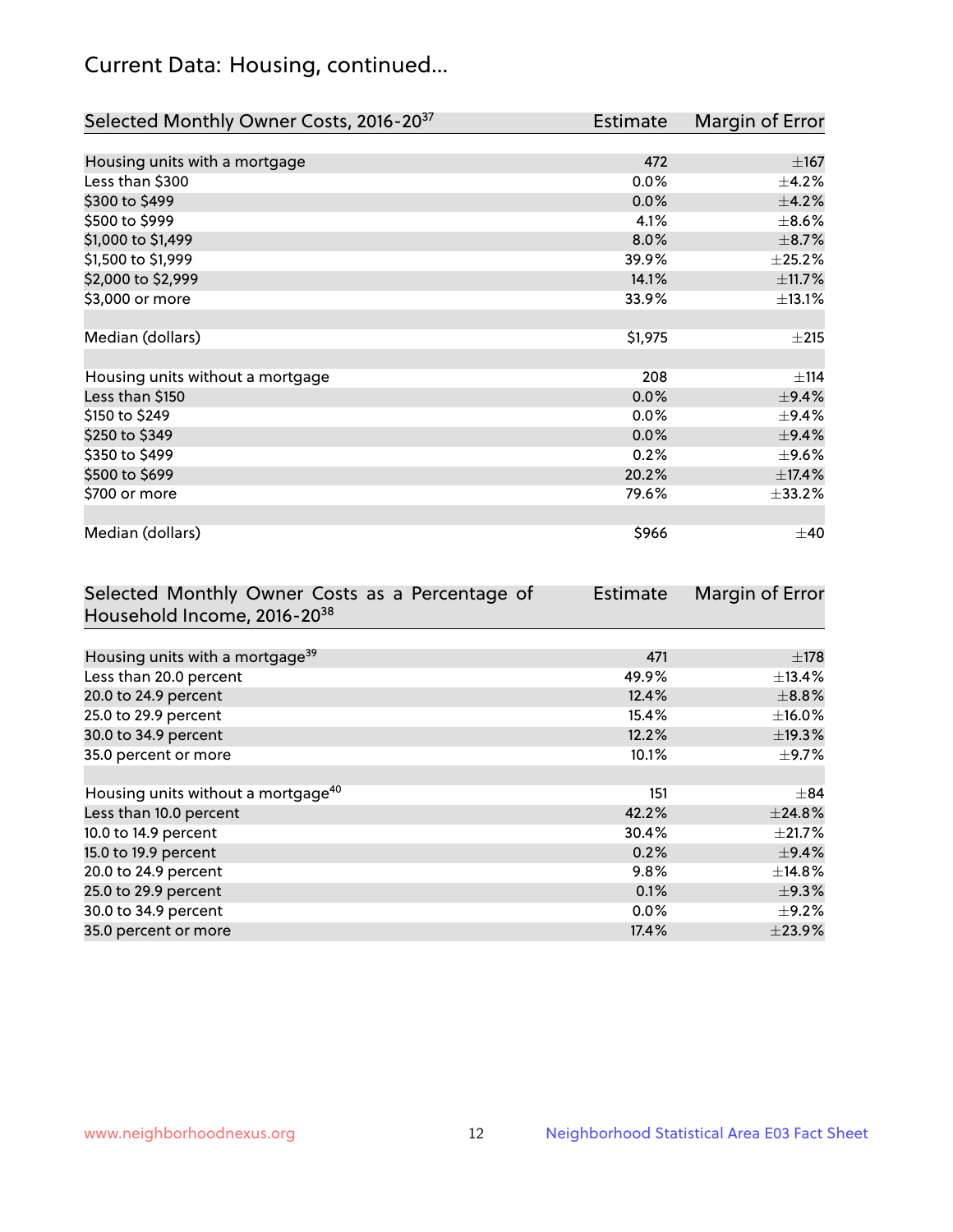## Current Data: Housing, continued...

| Selected Monthly Owner Costs, 2016-20[37] | Estimate | Margin of Error |
|---|---|---|
| Housing units with a mortgage | 472 | ±167 |
| Less than $300 | 0.0% | ±4.2% |
| $300 to $499 | 0.0% | ±4.2% |
| $500 to $999 | 4.1% | ±8.6% |
| $1,000 to $1,499 | 8.0% | ±8.7% |
| $1,500 to $1,999 | 39.9% | ±25.2% |
| $2,000 to $2,999 | 14.1% | ±11.7% |
| $3,000 or more | 33.9% | ±13.1% |
| | | |
| Median (dollars) | $1,975 | ±215 |
| | | |
| Housing units without a mortgage | 208 | ±114 |
| Less than $150 | 0.0% | ±9.4% |
| $150 to $249 | 0.0% | ±9.4% |
| $250 to $349 | 0.0% | ±9.4% |
| $350 to $499 | 0.2% | ±9.6% |
| $500 to $699 | 20.2% | ±17.4% |
| $700 or more | 79.6% | ±33.2% |
| | | |
| Median (dollars) | $966 | ±40 |

| Selected Monthly Owner Costs as a Percentage of Household Income, 2016-20[38] | Estimate | Margin of Error |
|---|---|---|
| Housing units with a mortgage[39] | 471 | ±178 |
| Less than 20.0 percent | 49.9% | ±13.4% |
| 20.0 to 24.9 percent | 12.4% | ±8.8% |
| 25.0 to 29.9 percent | 15.4% | ±16.0% |
| 30.0 to 34.9 percent | 12.2% | ±19.3% |
| 35.0 percent or more | 10.1% | ±9.7% |
| | | |
| Housing units without a mortgage[40] | 151 | ±84 |
| Less than 10.0 percent | 42.2% | ±24.8% |
| 10.0 to 14.9 percent | 30.4% | ±21.7% |
| 15.0 to 19.9 percent | 0.2% | ±9.4% |
| 20.0 to 24.9 percent | 9.8% | ±14.8% |
| 25.0 to 29.9 percent | 0.1% | ±9.3% |
| 30.0 to 34.9 percent | 0.0% | ±9.2% |
| 35.0 percent or more | 17.4% | ±23.9% |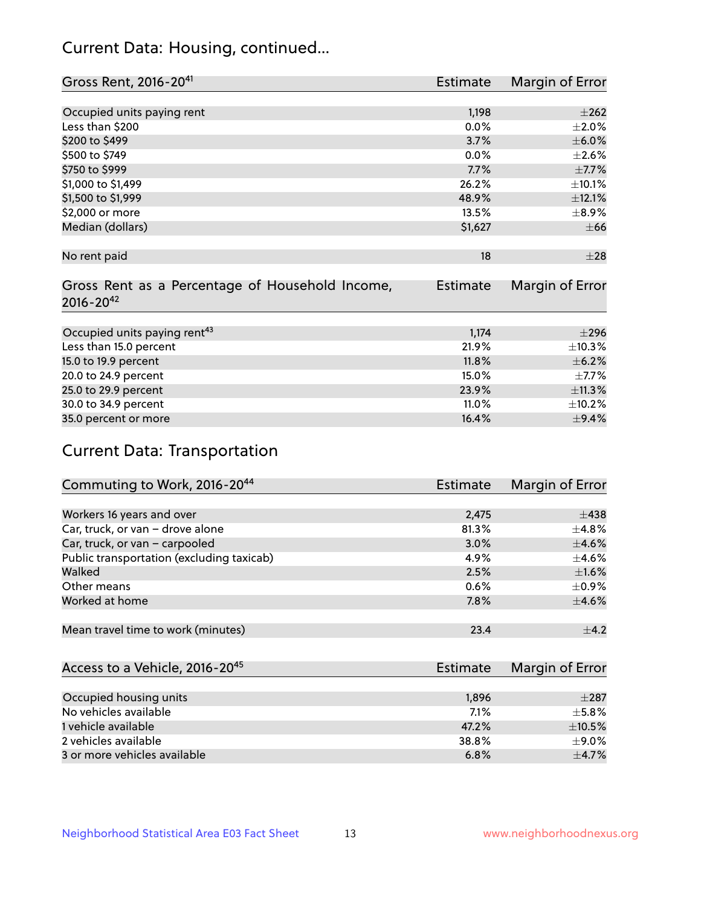## Current Data: Housing, continued...

| Gross Rent, 2016-20[41] | Estimate | Margin of Error |
|---|---|---|
| Occupied units paying rent | 1,198 | ±262 |
| Less than $200 | 0.0% | ±2.0% |
| $200 to $499 | 3.7% | ±6.0% |
| $500 to $749 | 0.0% | ±2.6% |
| $750 to $999 | 7.7% | ±7.7% |
| $1,000 to $1,499 | 26.2% | ±10.1% |
| $1,500 to $1,999 | 48.9% | ±12.1% |
| $2,000 or more | 13.5% | ±8.9% |
| Median (dollars) | $1,627 | ±66 |
| No rent paid | 18 | ±28 |

| Gross Rent as a Percentage of Household Income, 2016-20[42] | Estimate | Margin of Error |
|---|---|---|
| Occupied units paying rent[43] | 1,174 | ±296 |
| Less than 15.0 percent | 21.9% | ±10.3% |
| 15.0 to 19.9 percent | 11.8% | ±6.2% |
| 20.0 to 24.9 percent | 15.0% | ±7.7% |
| 25.0 to 29.9 percent | 23.9% | ±11.3% |
| 30.0 to 34.9 percent | 11.0% | ±10.2% |
| 35.0 percent or more | 16.4% | ±9.4% |

## Current Data: Transportation

| Commuting to Work, 2016-20[44] | Estimate | Margin of Error |
|---|---|---|
| Workers 16 years and over | 2,475 | ±438 |
| Car, truck, or van – drove alone | 81.3% | ±4.8% |
| Car, truck, or van – carpooled | 3.0% | ±4.6% |
| Public transportation (excluding taxicab) | 4.9% | ±4.6% |
| Walked | 2.5% | ±1.6% |
| Other means | 0.6% | ±0.9% |
| Worked at home | 7.8% | ±4.6% |
| Mean travel time to work (minutes) | 23.4 | ±4.2 |

| Access to a Vehicle, 2016-20[45] | Estimate | Margin of Error |
|---|---|---|
| Occupied housing units | 1,896 | ±287 |
| No vehicles available | 7.1% | ±5.8% |
| 1 vehicle available | 47.2% | ±10.5% |
| 2 vehicles available | 38.8% | ±9.0% |
| 3 or more vehicles available | 6.8% | ±4.7% |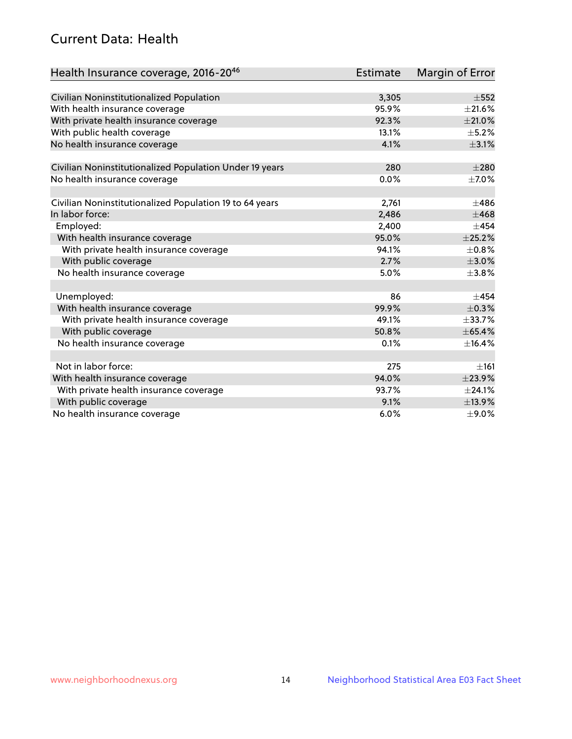## Current Data: Health

| Health Insurance coverage, 2016-20[46] | Estimate | Margin of Error |
|---|---|---|
| Civilian Noninstitutionalized Population | 3,305 | ±552 |
| With health insurance coverage | 95.9% | ±21.6% |
| With private health insurance coverage | 92.3% | ±21.0% |
| With public health coverage | 13.1% | ±5.2% |
| No health insurance coverage | 4.1% | ±3.1% |
| | | |
| Civilian Noninstitutionalized Population Under 19 years | 280 | ±280 |
| No health insurance coverage | 0.0% | ±7.0% |
| | | |
| Civilian Noninstitutionalized Population 19 to 64 years | 2,761 | ±486 |
| In labor force: | 2,486 | ±468 |
| Employed: | 2,400 | ±454 |
| With health insurance coverage | 95.0% | ±25.2% |
| With private health insurance coverage | 94.1% | ±0.8% |
| With public coverage | 2.7% | ±3.0% |
| No health insurance coverage | 5.0% | ±3.8% |
| | | |
| Unemployed: | 86 | ±454 |
| With health insurance coverage | 99.9% | ±0.3% |
| With private health insurance coverage | 49.1% | ±33.7% |
| With public coverage | 50.8% | ±65.4% |
| No health insurance coverage | 0.1% | ±16.4% |
| | | |
| Not in labor force: | 275 | ±161 |
| With health insurance coverage | 94.0% | ±23.9% |
| With private health insurance coverage | 93.7% | ±24.1% |
| With public coverage | 9.1% | ±13.9% |
| No health insurance coverage | 6.0% | ±9.0% |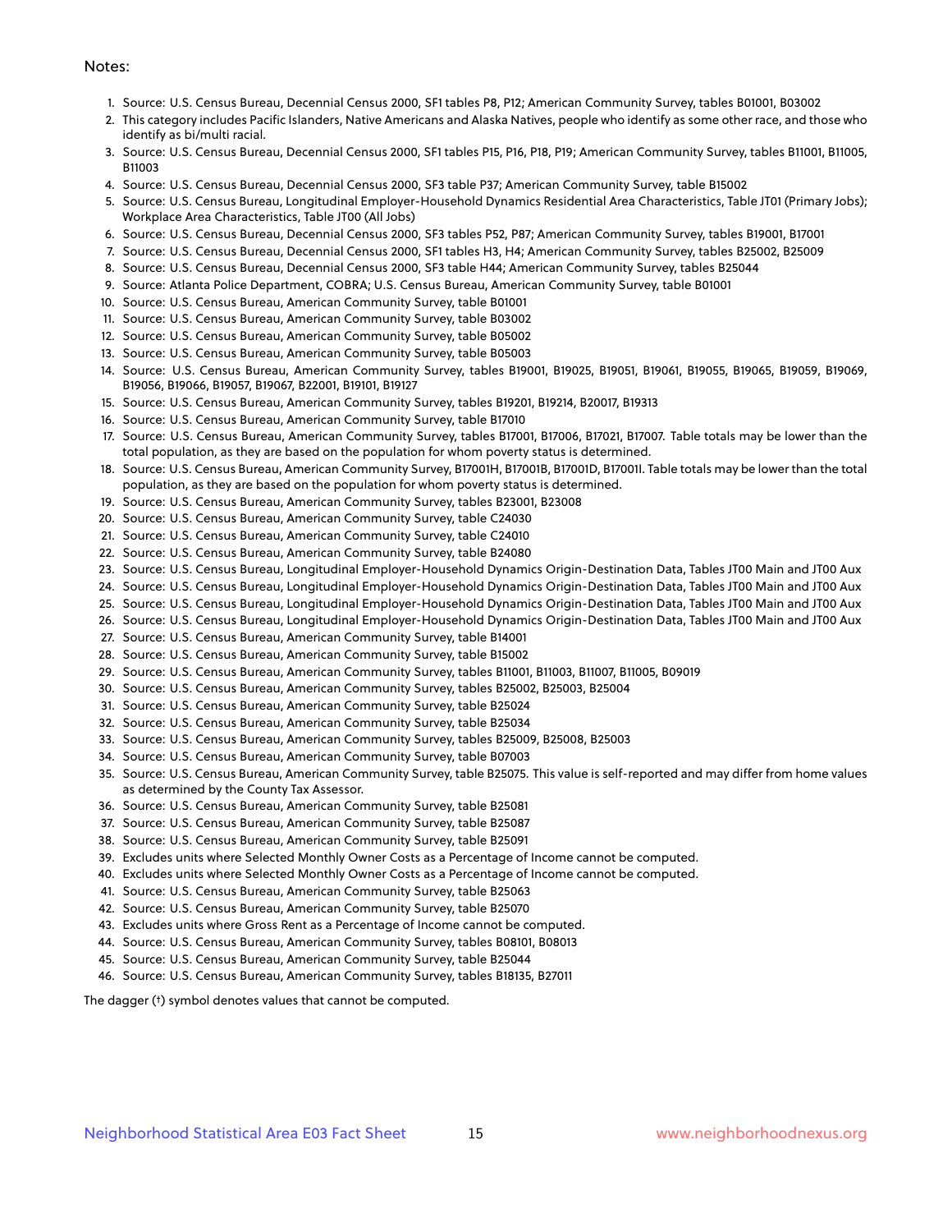Notes:

1. Source: U.S. Census Bureau, Decennial Census 2000, SF1 tables P8, P12; American Community Survey, tables B01001, B03002
2. This category includes Pacific Islanders, Native Americans and Alaska Natives, people who identify as some other race, and those who identify as bi/multi racial.
3. Source: U.S. Census Bureau, Decennial Census 2000, SF1 tables P15, P16, P18, P19; American Community Survey, tables B11001, B11005, B11003
4. Source: U.S. Census Bureau, Decennial Census 2000, SF3 table P37; American Community Survey, table B15002
5. Source: U.S. Census Bureau, Longitudinal Employer-Household Dynamics Residential Area Characteristics, Table JT01 (Primary Jobs); Workplace Area Characteristics, Table JT00 (All Jobs)
6. Source: U.S. Census Bureau, Decennial Census 2000, SF3 tables P52, P87; American Community Survey, tables B19001, B17001
7. Source: U.S. Census Bureau, Decennial Census 2000, SF1 tables H3, H4; American Community Survey, tables B25002, B25009
8. Source: U.S. Census Bureau, Decennial Census 2000, SF3 table H44; American Community Survey, tables B25044
9. Source: Atlanta Police Department, COBRA; U.S. Census Bureau, American Community Survey, table B01001
10. Source: U.S. Census Bureau, American Community Survey, table B01001
11. Source: U.S. Census Bureau, American Community Survey, table B03002
12. Source: U.S. Census Bureau, American Community Survey, table B05002
13. Source: U.S. Census Bureau, American Community Survey, table B05003
14. Source: U.S. Census Bureau, American Community Survey, tables B19001, B19025, B19051, B19061, B19055, B19065, B19059, B19069, B19056, B19066, B19057, B19067, B22001, B19101, B19127
15. Source: U.S. Census Bureau, American Community Survey, tables B19201, B19214, B20017, B19313
16. Source: U.S. Census Bureau, American Community Survey, table B17010
17. Source: U.S. Census Bureau, American Community Survey, tables B17001, B17006, B17021, B17007. Table totals may be lower than the total population, as they are based on the population for whom poverty status is determined.
18. Source: U.S. Census Bureau, American Community Survey, B17001H, B17001B, B17001D, B17001I. Table totals may be lower than the total population, as they are based on the population for whom poverty status is determined.
19. Source: U.S. Census Bureau, American Community Survey, tables B23001, B23008
20. Source: U.S. Census Bureau, American Community Survey, table C24030
21. Source: U.S. Census Bureau, American Community Survey, table C24010
22. Source: U.S. Census Bureau, American Community Survey, table B24080
23. Source: U.S. Census Bureau, Longitudinal Employer-Household Dynamics Origin-Destination Data, Tables JT00 Main and JT00 Aux
24. Source: U.S. Census Bureau, Longitudinal Employer-Household Dynamics Origin-Destination Data, Tables JT00 Main and JT00 Aux
25. Source: U.S. Census Bureau, Longitudinal Employer-Household Dynamics Origin-Destination Data, Tables JT00 Main and JT00 Aux
26. Source: U.S. Census Bureau, Longitudinal Employer-Household Dynamics Origin-Destination Data, Tables JT00 Main and JT00 Aux
27. Source: U.S. Census Bureau, American Community Survey, table B14001
28. Source: U.S. Census Bureau, American Community Survey, table B15002
29. Source: U.S. Census Bureau, American Community Survey, tables B11001, B11003, B11007, B11005, B09019
30. Source: U.S. Census Bureau, American Community Survey, tables B25002, B25003, B25004
31. Source: U.S. Census Bureau, American Community Survey, table B25024
32. Source: U.S. Census Bureau, American Community Survey, table B25034
33. Source: U.S. Census Bureau, American Community Survey, tables B25009, B25008, B25003
34. Source: U.S. Census Bureau, American Community Survey, table B07003
35. Source: U.S. Census Bureau, American Community Survey, table B25075. This value is self-reported and may differ from home values as determined by the County Tax Assessor.
36. Source: U.S. Census Bureau, American Community Survey, table B25081
37. Source: U.S. Census Bureau, American Community Survey, table B25087
38. Source: U.S. Census Bureau, American Community Survey, table B25091
39. Excludes units where Selected Monthly Owner Costs as a Percentage of Income cannot be computed.
40. Excludes units where Selected Monthly Owner Costs as a Percentage of Income cannot be computed.
41. Source: U.S. Census Bureau, American Community Survey, table B25063
42. Source: U.S. Census Bureau, American Community Survey, table B25070
43. Excludes units where Gross Rent as a Percentage of Income cannot be computed.
44. Source: U.S. Census Bureau, American Community Survey, tables B08101, B08013
45. Source: U.S. Census Bureau, American Community Survey, table B25044
46. Source: U.S. Census Bureau, American Community Survey, tables B18135, B27011

The dagger (†) symbol denotes values that cannot be computed.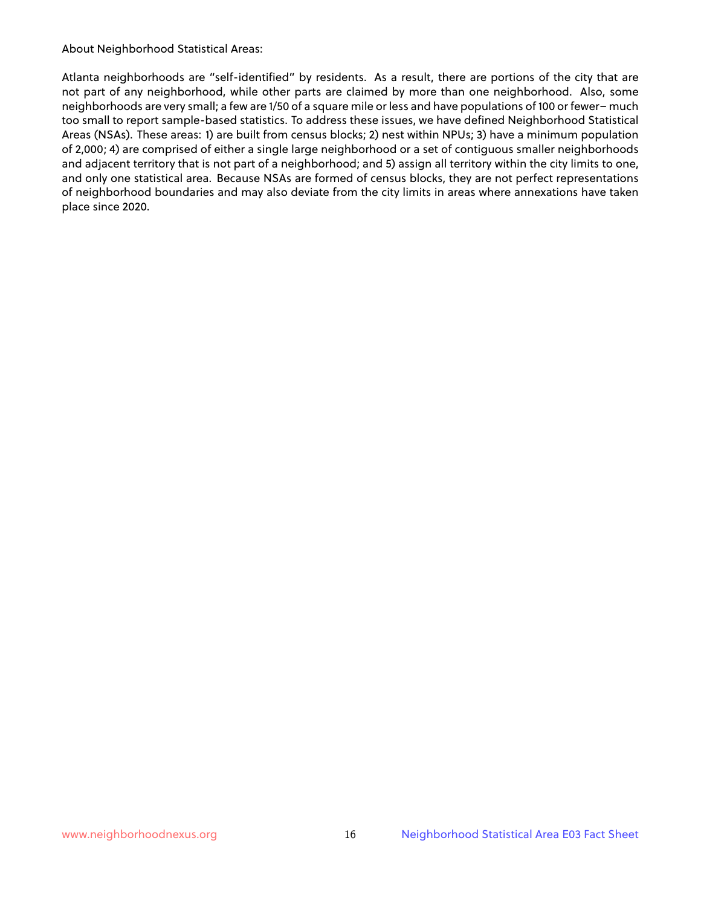About Neighborhood Statistical Areas:

Atlanta neighborhoods are "self-identified" by residents. As a result, there are portions of the city that are not part of any neighborhood, while other parts are claimed by more than one neighborhood. Also, some neighborhoods are very small; a few are 1/50 of a square mile or less and have populations of 100 or fewer– much too small to report sample-based statistics. To address these issues, we have defined Neighborhood Statistical Areas (NSAs). These areas: 1) are built from census blocks; 2) nest within NPUs; 3) have a minimum population of 2,000; 4) are comprised of either a single large neighborhood or a set of contiguous smaller neighborhoods and adjacent territory that is not part of a neighborhood; and 5) assign all territory within the city limits to one, and only one statistical area. Because NSAs are formed of census blocks, they are not perfect representations of neighborhood boundaries and may also deviate from the city limits in areas where annexations have taken place since 2020.